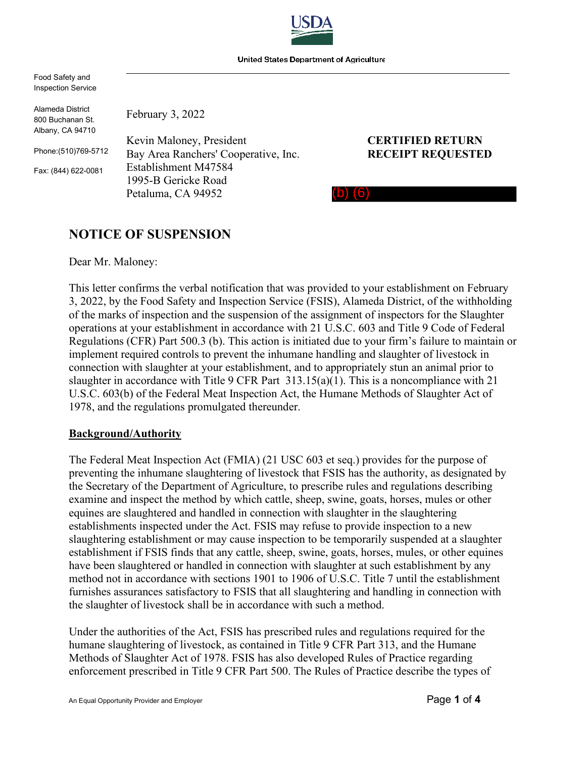USDA

United States Department of Agriculture

Food Safety and Inspection Service

Alameda District
800 Buchanan St.
Albany, CA 94710

Phone:(510)769-5712

Fax: (844) 622-0081

February 3, 2022

Kevin Maloney, President
Bay Area Ranchers' Cooperative, Inc.
Establishment M47584
1995-B Gericke Road
Petaluma, CA 94952

**CERTIFIED RETURN RECEIPT REQUESTED**

(b) (6)

## NOTICE OF SUSPENSION

Dear Mr. Maloney:

This letter confirms the verbal notification that was provided to your establishment on February 3, 2022, by the Food Safety and Inspection Service (FSIS), Alameda District, of the withholding of the marks of inspection and the suspension of the assignment of inspectors for the Slaughter operations at your establishment in accordance with 21 U.S.C. 603 and Title 9 Code of Federal Regulations (CFR) Part 500.3 (b). This action is initiated due to your firm's failure to maintain or implement required controls to prevent the inhumane handling and slaughter of livestock in connection with slaughter at your establishment, and to appropriately stun an animal prior to slaughter in accordance with Title 9 CFR Part 313.15(a)(1). This is a noncompliance with 21 U.S.C. 603(b) of the Federal Meat Inspection Act, the Humane Methods of Slaughter Act of 1978, and the regulations promulgated thereunder.

**Background/Authority**

The Federal Meat Inspection Act (FMIA) (21 USC 603 et seq.) provides for the purpose of preventing the inhumane slaughtering of livestock that FSIS has the authority, as designated by the Secretary of the Department of Agriculture, to prescribe rules and regulations describing examine and inspect the method by which cattle, sheep, swine, goats, horses, mules or other equines are slaughtered and handled in connection with slaughter in the slaughtering establishments inspected under the Act. FSIS may refuse to provide inspection to a new slaughtering establishment or may cause inspection to be temporarily suspended at a slaughter establishment if FSIS finds that any cattle, sheep, swine, goats, horses, mules, or other equines have been slaughtered or handled in connection with slaughter at such establishment by any method not in accordance with sections 1901 to 1906 of U.S.C. Title 7 until the establishment furnishes assurances satisfactory to FSIS that all slaughtering and handling in connection with the slaughter of livestock shall be in accordance with such a method.

Under the authorities of the Act, FSIS has prescribed rules and regulations required for the humane slaughtering of livestock, as contained in Title 9 CFR Part 313, and the Humane Methods of Slaughter Act of 1978. FSIS has also developed Rules of Practice regarding enforcement prescribed in Title 9 CFR Part 500. The Rules of Practice describe the types of

An Equal Opportunity Provider and Employer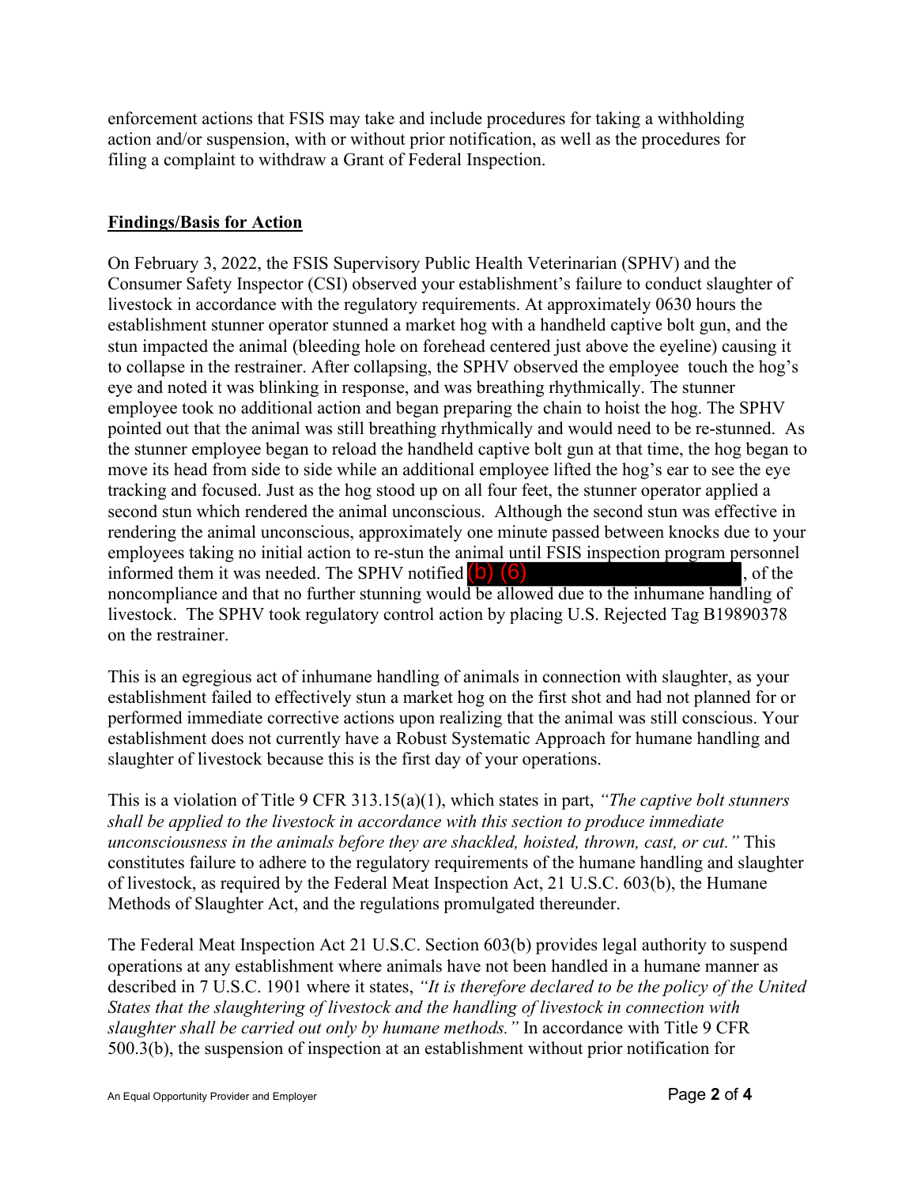enforcement actions that FSIS may take and include procedures for taking a withholding action and/or suspension, with or without prior notification, as well as the procedures for filing a complaint to withdraw a Grant of Federal Inspection.

**Findings/Basis for Action**

On February 3, 2022, the FSIS Supervisory Public Health Veterinarian (SPHV) and the Consumer Safety Inspector (CSI) observed your establishment's failure to conduct slaughter of livestock in accordance with the regulatory requirements. At approximately 0630 hours the establishment stunner operator stunned a market hog with a handheld captive bolt gun, and the stun impacted the animal (bleeding hole on forehead centered just above the eyeline) causing it to collapse in the restrainer. After collapsing, the SPHV observed the employee touch the hog's eye and noted it was blinking in response, and was breathing rhythmically. The stunner employee took no additional action and began preparing the chain to hoist the hog. The SPHV pointed out that the animal was still breathing rhythmically and would need to be re-stunned. As the stunner employee began to reload the handheld captive bolt gun at that time, the hog began to move its head from side to side while an additional employee lifted the hog's ear to see the eye tracking and focused. Just as the hog stood up on all four feet, the stunner operator applied a second stun which rendered the animal unconscious. Although the second stun was effective in rendering the animal unconscious, approximately one minute passed between knocks due to your employees taking no initial action to re-stun the animal until FSIS inspection program personnel informed them it was needed. The SPHV notified (b) (6), of the noncompliance and that no further stunning would be allowed due to the inhumane handling of livestock. The SPHV took regulatory control action by placing U.S. Rejected Tag B19890378 on the restrainer.

This is an egregious act of inhumane handling of animals in connection with slaughter, as your establishment failed to effectively stun a market hog on the first shot and had not planned for or performed immediate corrective actions upon realizing that the animal was still conscious. Your establishment does not currently have a Robust Systematic Approach for humane handling and slaughter of livestock because this is the first day of your operations.

This is a violation of Title 9 CFR 313.15(a)(1), which states in part, *"The captive bolt stunners shall be applied to the livestock in accordance with this section to produce immediate unconsciousness in the animals before they are shackled, hoisted, thrown, cast, or cut."* This constitutes failure to adhere to the regulatory requirements of the humane handling and slaughter of livestock, as required by the Federal Meat Inspection Act, 21 U.S.C. 603(b), the Humane Methods of Slaughter Act, and the regulations promulgated thereunder.

The Federal Meat Inspection Act 21 U.S.C. Section 603(b) provides legal authority to suspend operations at any establishment where animals have not been handled in a humane manner as described in 7 U.S.C. 1901 where it states, *"It is therefore declared to be the policy of the United States that the slaughtering of livestock and the handling of livestock in connection with slaughter shall be carried out only by humane methods."* In accordance with Title 9 CFR 500.3(b), the suspension of inspection at an establishment without prior notification for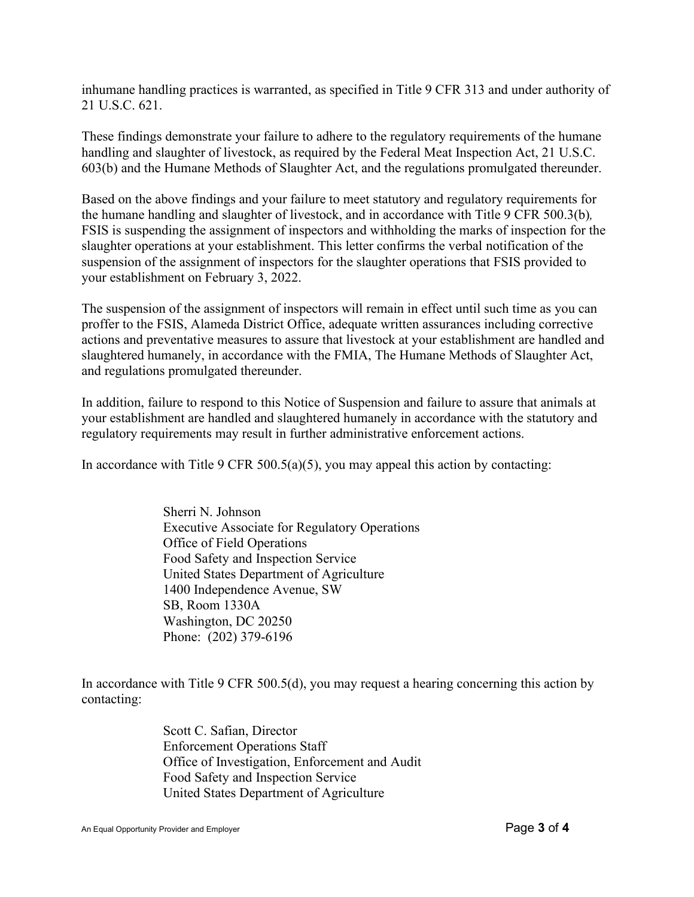inhumane handling practices is warranted, as specified in Title 9 CFR 313 and under authority of 21 U.S.C. 621.

These findings demonstrate your failure to adhere to the regulatory requirements of the humane handling and slaughter of livestock, as required by the Federal Meat Inspection Act, 21 U.S.C. 603(b) and the Humane Methods of Slaughter Act, and the regulations promulgated thereunder.

Based on the above findings and your failure to meet statutory and regulatory requirements for the humane handling and slaughter of livestock, and in accordance with Title 9 CFR 500.3(b)*,* FSIS is suspending the assignment of inspectors and withholding the marks of inspection for the slaughter operations at your establishment. This letter confirms the verbal notification of the suspension of the assignment of inspectors for the slaughter operations that FSIS provided to your establishment on February 3, 2022.

The suspension of the assignment of inspectors will remain in effect until such time as you can proffer to the FSIS, Alameda District Office, adequate written assurances including corrective actions and preventative measures to assure that livestock at your establishment are handled and slaughtered humanely, in accordance with the FMIA, The Humane Methods of Slaughter Act, and regulations promulgated thereunder.

In addition, failure to respond to this Notice of Suspension and failure to assure that animals at your establishment are handled and slaughtered humanely in accordance with the statutory and regulatory requirements may result in further administrative enforcement actions.

In accordance with Title 9 CFR 500.5(a)(5), you may appeal this action by contacting:

> Sherri N. Johnson
> Executive Associate for Regulatory Operations
> Office of Field Operations
> Food Safety and Inspection Service
> United States Department of Agriculture
> 1400 Independence Avenue, SW
> SB, Room 1330A
> Washington, DC 20250
> Phone: (202) 379-6196

In accordance with Title 9 CFR 500.5(d), you may request a hearing concerning this action by contacting:

> Scott C. Safian, Director
> Enforcement Operations Staff
> Office of Investigation, Enforcement and Audit
> Food Safety and Inspection Service
> United States Department of Agriculture

An Equal Opportunity Provider and Employer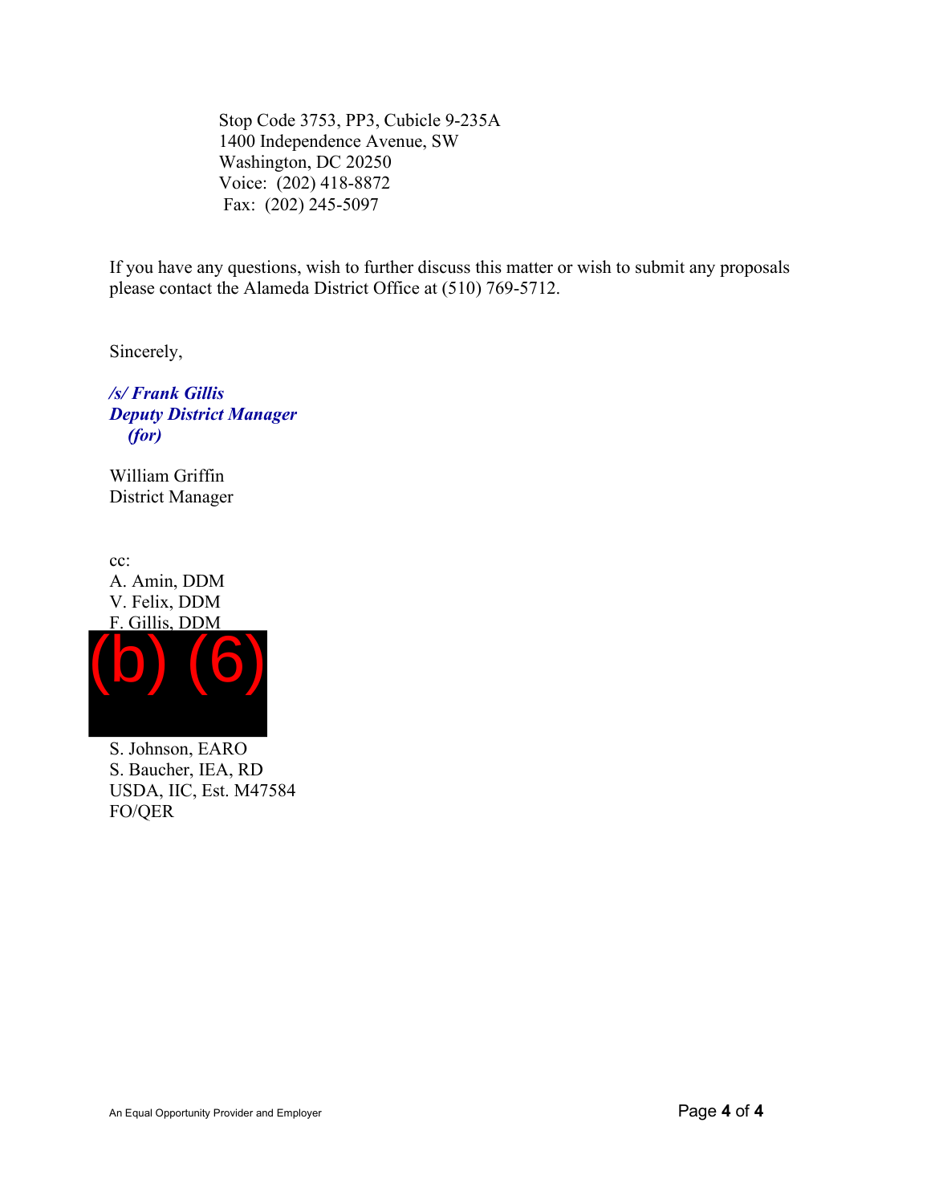Stop Code 3753, PP3, Cubicle 9-235A
1400 Independence Avenue, SW
Washington, DC 20250
Voice: (202) 418-8872
Fax: (202) 245-5097

If you have any questions, wish to further discuss this matter or wish to submit any proposals please contact the Alameda District Office at (510) 769-5712.

Sincerely,

***/s/ Frank Gillis***
***Deputy District Manager***
***(for)***

William Griffin
District Manager

cc:
A. Amin, DDM
V. Felix, DDM
F. Gillis, DDM
(b) (6)
S. Johnson, EARO
S. Baucher, IEA, RD
USDA, IIC, Est. M47584
FO/QER

An Equal Opportunity Provider and Employer